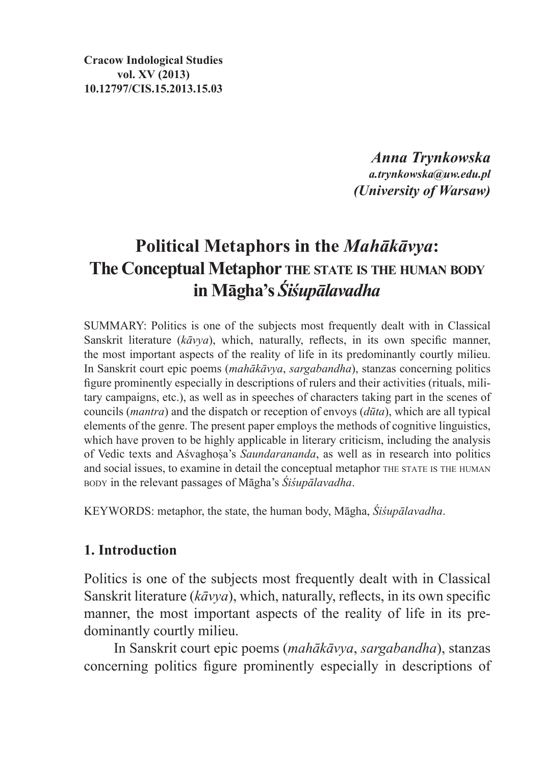**Cracow Indological Studies**
**vol. XV (2013)**
**10.12797/CIS.15.2013.15.03**

***Anna Trynkowska***
***a.trynkowska@uw.edu.pl***
***(University of Warsaw)***

# Political Metaphors in the *Mahākāvya*: The Conceptual Metaphor THE STATE IS THE HUMAN BODY in Māgha's *Śiśupālavadha*

SUMMARY: Politics is one of the subjects most frequently dealt with in Classical Sanskrit literature (*kāvya*), which, naturally, reflects, in its own specific manner, the most important aspects of the reality of life in its predominantly courtly milieu. In Sanskrit court epic poems (*mahākāvya*, *sargabandha*), stanzas concerning politics figure prominently especially in descriptions of rulers and their activities (rituals, military campaigns, etc.), as well as in speeches of characters taking part in the scenes of councils (*mantra*) and the dispatch or reception of envoys (*dūta*), which are all typical elements of the genre. The present paper employs the methods of cognitive linguistics, which have proven to be highly applicable in literary criticism, including the analysis of Vedic texts and Aśvaghoṣa's *Saundarananda*, as well as in research into politics and social issues, to examine in detail the conceptual metaphor THE STATE IS THE HUMAN BODY in the relevant passages of Māgha's *Śiśupālavadha*.

KEYWORDS: metaphor, the state, the human body, Māgha, *Śiśupālavadha*.

## 1. Introduction

Politics is one of the subjects most frequently dealt with in Classical Sanskrit literature (*kāvya*), which, naturally, reflects, in its own specific manner, the most important aspects of the reality of life in its predominantly courtly milieu.

In Sanskrit court epic poems (*mahākāvya*, *sargabandha*), stanzas concerning politics figure prominently especially in descriptions of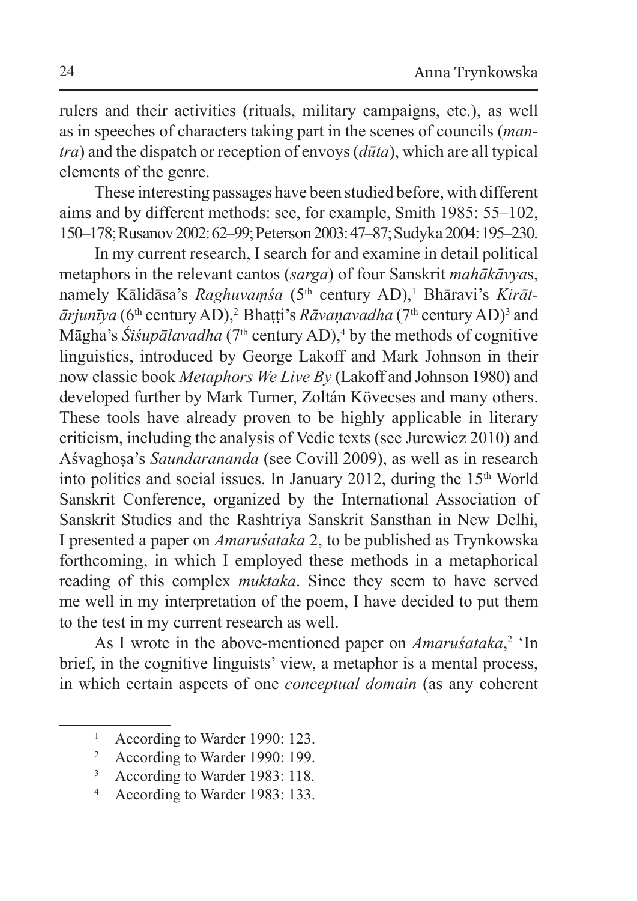rulers and their activities (rituals, military campaigns, etc.), as well as in speeches of characters taking part in the scenes of councils (*mantra*) and the dispatch or reception of envoys (*dūta*), which are all typical elements of the genre.

These interesting passages have been studied before, with different aims and by different methods: see, for example, Smith 1985: 55–102, 150–178; Rusanov 2002: 62–99; Peterson 2003: 47–87; Sudyka 2004: 195–230.

In my current research, I search for and examine in detail political metaphors in the relevant cantos (*sarga*) of four Sanskrit *mahākāvya*s, namely Kālidāsa's *Raghuvaṃśa* (5th century AD),[1] Bhāravi's *Kirātārjunīya* (6th century AD),[2] Bhaṭṭi's *Rāvaṇavadha* (7th century AD)[3] and Māgha's *Śiśupālavadha* (7th century AD),[4] by the methods of cognitive linguistics, introduced by George Lakoff and Mark Johnson in their now classic book *Metaphors We Live By* (Lakoff and Johnson 1980) and developed further by Mark Turner, Zoltán Kövecses and many others. These tools have already proven to be highly applicable in literary criticism, including the analysis of Vedic texts (see Jurewicz 2010) and Aśvaghoṣa's *Saundarananda* (see Covill 2009), as well as in research into politics and social issues. In January 2012, during the 15th World Sanskrit Conference, organized by the International Association of Sanskrit Studies and the Rashtriya Sanskrit Sansthan in New Delhi, I presented a paper on *Amaruśataka* 2, to be published as Trynkowska forthcoming, in which I employed these methods in a metaphorical reading of this complex *muktaka*. Since they seem to have served me well in my interpretation of the poem, I have decided to put them to the test in my current research as well.

As I wrote in the above-mentioned paper on *Amaruśataka*,[2] 'In brief, in the cognitive linguists' view, a metaphor is a mental process, in which certain aspects of one *conceptual domain* (as any coherent

[1] According to Warder 1990: 123.

[2] According to Warder 1990: 199.

[3] According to Warder 1983: 118.

[4] According to Warder 1983: 133.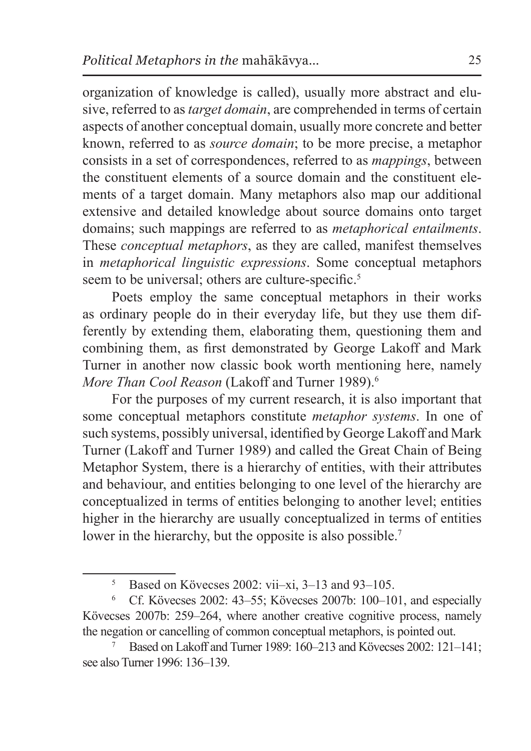organization of knowledge is called), usually more abstract and elusive, referred to as *target domain*, are comprehended in terms of certain aspects of another conceptual domain, usually more concrete and better known, referred to as *source domain*; to be more precise, a metaphor consists in a set of correspondences, referred to as *mappings*, between the constituent elements of a source domain and the constituent elements of a target domain. Many metaphors also map our additional extensive and detailed knowledge about source domains onto target domains; such mappings are referred to as *metaphorical entailments*. These *conceptual metaphors*, as they are called, manifest themselves in *metaphorical linguistic expressions*. Some conceptual metaphors seem to be universal; others are culture-specific.[5]

Poets employ the same conceptual metaphors in their works as ordinary people do in their everyday life, but they use them differently by extending them, elaborating them, questioning them and combining them, as first demonstrated by George Lakoff and Mark Turner in another now classic book worth mentioning here, namely *More Than Cool Reason* (Lakoff and Turner 1989).[6]

For the purposes of my current research, it is also important that some conceptual metaphors constitute *metaphor systems*. In one of such systems, possibly universal, identified by George Lakoff and Mark Turner (Lakoff and Turner 1989) and called the Great Chain of Being Metaphor System, there is a hierarchy of entities, with their attributes and behaviour, and entities belonging to one level of the hierarchy are conceptualized in terms of entities belonging to another level; entities higher in the hierarchy are usually conceptualized in terms of entities lower in the hierarchy, but the opposite is also possible.[7]

---

[5] Based on Kövecses 2002: vii–xi, 3–13 and 93–105.

[6] Cf. Kövecses 2002: 43–55; Kövecses 2007b: 100–101, and especially Kövecses 2007b: 259–264, where another creative cognitive process, namely the negation or cancelling of common conceptual metaphors, is pointed out.

[7] Based on Lakoff and Turner 1989: 160–213 and Kövecses 2002: 121–141; see also Turner 1996: 136–139.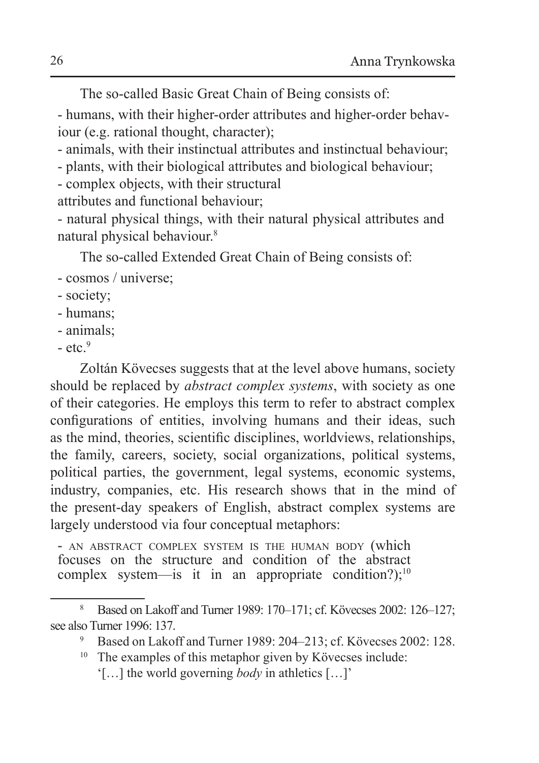The so-called Basic Great Chain of Being consists of:

- humans, with their higher-order attributes and higher-order behaviour (e.g. rational thought, character);
- animals, with their instinctual attributes and instinctual behaviour;
- plants, with their biological attributes and biological behaviour;
- complex objects, with their structural attributes and functional behaviour;
- natural physical things, with their natural physical attributes and natural physical behaviour.[8]

The so-called Extended Great Chain of Being consists of:

- cosmos / universe;
- society;
- humans;
- animals;
- etc.[9]

Zoltán Kövecses suggests that at the level above humans, society should be replaced by *abstract complex systems*, with society as one of their categories. He employs this term to refer to abstract complex configurations of entities, involving humans and their ideas, such as the mind, theories, scientific disciplines, worldviews, relationships, the family, careers, society, social organizations, political systems, political parties, the government, legal systems, economic systems, industry, companies, etc. His research shows that in the mind of the present-day speakers of English, abstract complex systems are largely understood via four conceptual metaphors:

- AN ABSTRACT COMPLEX SYSTEM IS THE HUMAN BODY (which focuses on the structure and condition of the abstract complex system—is it in an appropriate condition?);[10]

---

[8] Based on Lakoff and Turner 1989: 170–171; cf. Kövecses 2002: 126–127; see also Turner 1996: 137.

[9] Based on Lakoff and Turner 1989: 204–213; cf. Kövecses 2002: 128.

[10] The examples of this metaphor given by Kövecses include: '[…] the world governing *body* in athletics […]'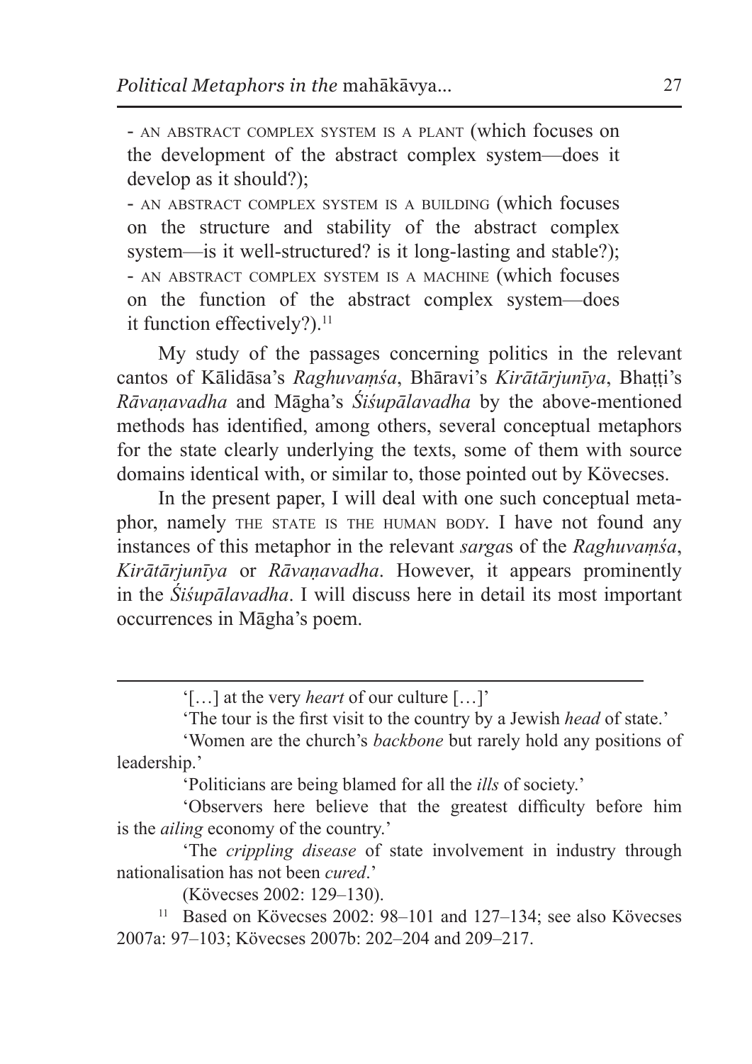- AN ABSTRACT COMPLEX SYSTEM IS A PLANT (which focuses on the development of the abstract complex system—does it develop as it should?);
- AN ABSTRACT COMPLEX SYSTEM IS A BUILDING (which focuses on the structure and stability of the abstract complex system—is it well-structured? is it long-lasting and stable?);
- AN ABSTRACT COMPLEX SYSTEM IS A MACHINE (which focuses on the function of the abstract complex system—does it function effectively?).[11]

My study of the passages concerning politics in the relevant cantos of Kālidāsa's *Raghuvaṃśa*, Bhāravi's *Kirātārjunīya*, Bhaṭṭi's *Rāvaṇavadha* and Māgha's *Śiśupālavadha* by the above-mentioned methods has identified, among others, several conceptual metaphors for the state clearly underlying the texts, some of them with source domains identical with, or similar to, those pointed out by Kövecses.

In the present paper, I will deal with one such conceptual metaphor, namely THE STATE IS THE HUMAN BODY. I have not found any instances of this metaphor in the relevant *sarga*s of the *Raghuvaṃśa*, *Kirātārjunīya* or *Rāvaṇavadha*. However, it appears prominently in the *Śiśupālavadha*. I will discuss here in detail its most important occurrences in Māgha's poem.

---

'[…] at the very *heart* of our culture […]'

'The tour is the first visit to the country by a Jewish *head* of state.'

'Women are the church's *backbone* but rarely hold any positions of leadership.'

'Politicians are being blamed for all the *ills* of society.'

'Observers here believe that the greatest difficulty before him is the *ailing* economy of the country.'

'The *crippling disease* of state involvement in industry through nationalisation has not been *cured*.'

(Kövecses 2002: 129–130).

[11] Based on Kövecses 2002: 98–101 and 127–134; see also Kövecses 2007a: 97–103; Kövecses 2007b: 202–204 and 209–217.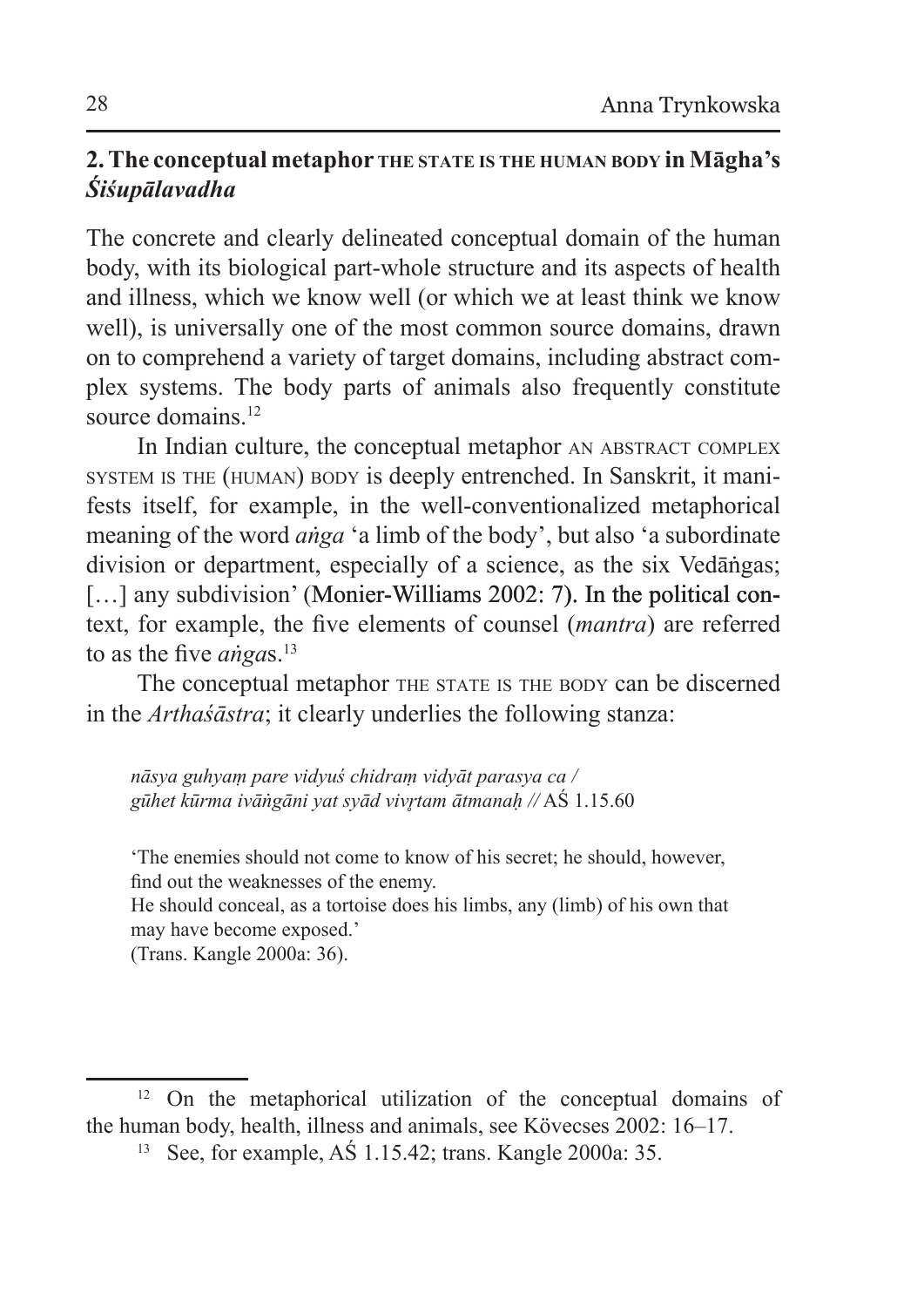## 2. The conceptual metaphor THE STATE IS THE HUMAN BODY in Māgha's *Śiśupālavadha*

The concrete and clearly delineated conceptual domain of the human body, with its biological part-whole structure and its aspects of health and illness, which we know well (or which we at least think we know well), is universally one of the most common source domains, drawn on to comprehend a variety of target domains, including abstract complex systems. The body parts of animals also frequently constitute source domains.[12]

In Indian culture, the conceptual metaphor AN ABSTRACT COMPLEX SYSTEM IS THE (HUMAN) BODY is deeply entrenched. In Sanskrit, it manifests itself, for example, in the well-conventionalized metaphorical meaning of the word *aṅga* 'a limb of the body', but also 'a subordinate division or department, especially of a science, as the six Vedāṅgas; […] any subdivision' (Monier-Williams 2002: 7). In the political context, for example, the five elements of counsel (*mantra*) are referred to as the five *aṅga*s.[13]

The conceptual metaphor THE STATE IS THE BODY can be discerned in the *Arthaśāstra*; it clearly underlies the following stanza:

> *nāsya guhyaṃ pare vidyuś chidraṃ vidyāt parasya ca /*
> *gūhet kūrma ivāṅgāni yat syād vivṛtam ātmanaḥ //* AŚ 1.15.60
>
> 'The enemies should not come to know of his secret; he should, however, find out the weaknesses of the enemy.
> He should conceal, as a tortoise does his limbs, any (limb) of his own that may have become exposed.'
> (Trans. Kangle 2000a: 36).

---

[12] On the metaphorical utilization of the conceptual domains of the human body, health, illness and animals, see Kövecses 2002: 16–17.

[13] See, for example, AŚ 1.15.42; trans. Kangle 2000a: 35.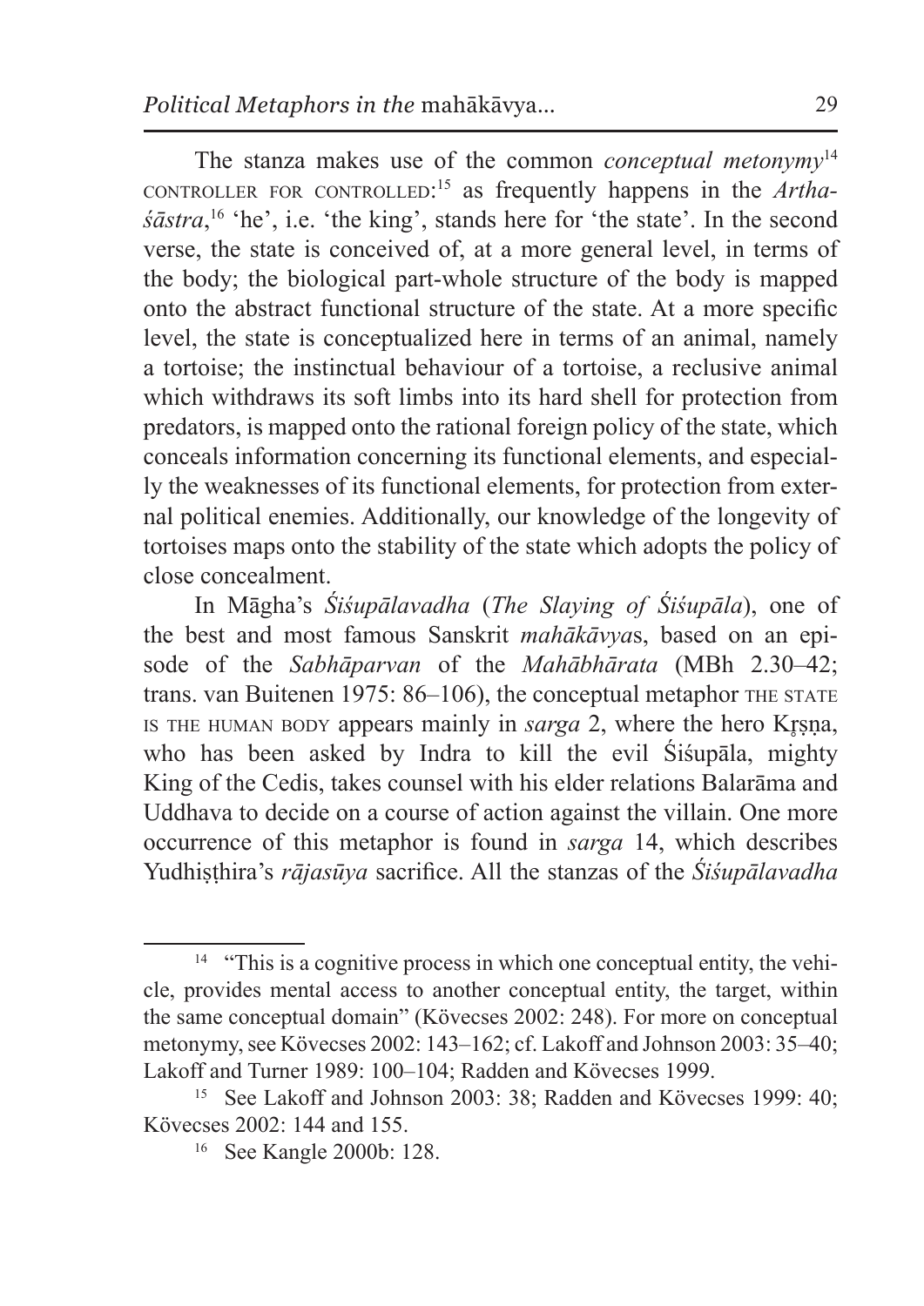The stanza makes use of the common *conceptual metonymy*[14] CONTROLLER FOR CONTROLLED:[15] as frequently happens in the *Arthaśāstra*,[16] 'he', i.e. 'the king', stands here for 'the state'. In the second verse, the state is conceived of, at a more general level, in terms of the body; the biological part-whole structure of the body is mapped onto the abstract functional structure of the state. At a more specific level, the state is conceptualized here in terms of an animal, namely a tortoise; the instinctual behaviour of a tortoise, a reclusive animal which withdraws its soft limbs into its hard shell for protection from predators, is mapped onto the rational foreign policy of the state, which conceals information concerning its functional elements, and especially the weaknesses of its functional elements, for protection from external political enemies. Additionally, our knowledge of the longevity of tortoises maps onto the stability of the state which adopts the policy of close concealment.

In Māgha's *Śiśupālavadha* (*The Slaying of Śiśupāla*), one of the best and most famous Sanskrit *mahākāvya*s, based on an episode of the *Sabhāparvan* of the *Mahābhārata* (MBh 2.30–42; trans. van Buitenen 1975: 86–106), the conceptual metaphor THE STATE IS THE HUMAN BODY appears mainly in *sarga* 2, where the hero Kṛṣṇa, who has been asked by Indra to kill the evil Śiśupāla, mighty King of the Cedis, takes counsel with his elder relations Balarāma and Uddhava to decide on a course of action against the villain. One more occurrence of this metaphor is found in *sarga* 14, which describes Yudhiṣṭhira's *rājasūya* sacrifice. All the stanzas of the *Śiśupālavadha*

---

[14] "This is a cognitive process in which one conceptual entity, the vehicle, provides mental access to another conceptual entity, the target, within the same conceptual domain" (Kövecses 2002: 248). For more on conceptual metonymy, see Kövecses 2002: 143–162; cf. Lakoff and Johnson 2003: 35–40; Lakoff and Turner 1989: 100–104; Radden and Kövecses 1999.

[15] See Lakoff and Johnson 2003: 38; Radden and Kövecses 1999: 40; Kövecses 2002: 144 and 155.

[16] See Kangle 2000b: 128.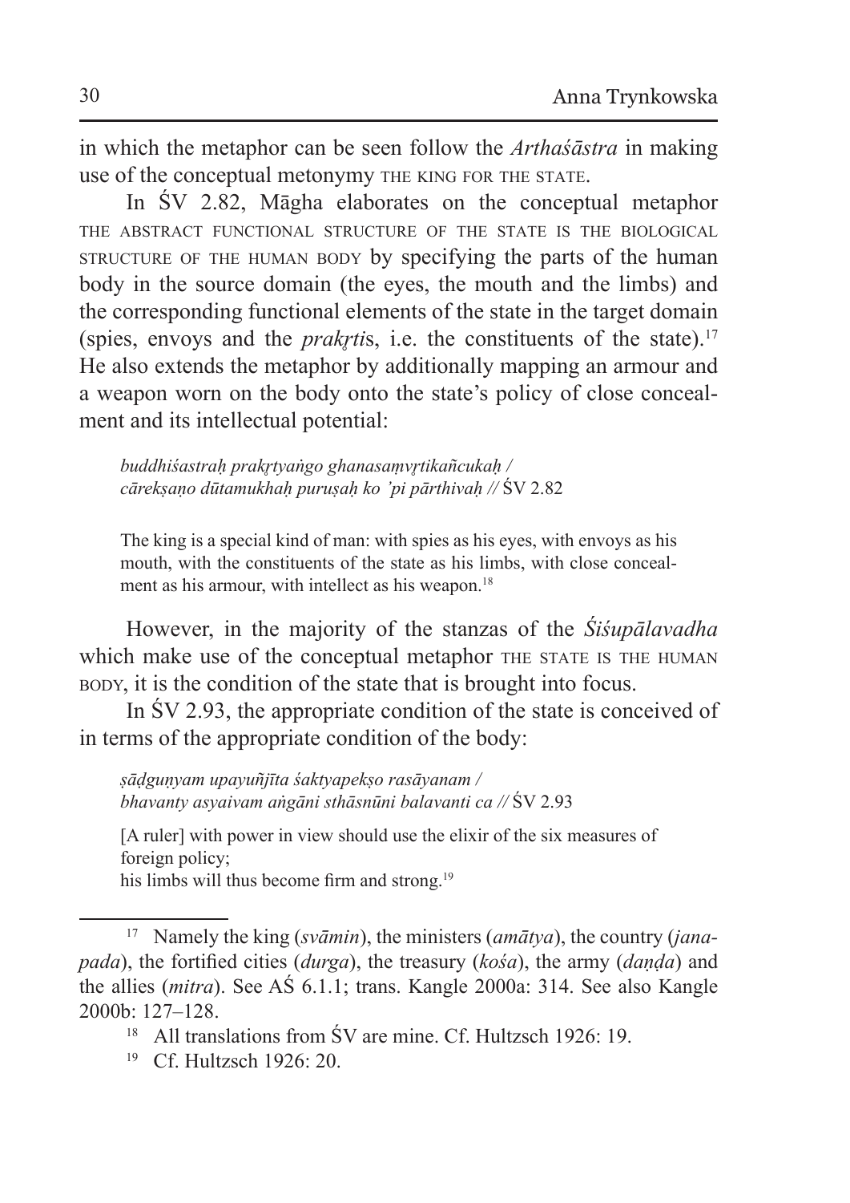in which the metaphor can be seen follow the *Arthaśāstra* in making use of the conceptual metonymy THE KING FOR THE STATE.

In ŚV 2.82, Māgha elaborates on the conceptual metaphor THE ABSTRACT FUNCTIONAL STRUCTURE OF THE STATE IS THE BIOLOGICAL STRUCTURE OF THE HUMAN BODY by specifying the parts of the human body in the source domain (the eyes, the mouth and the limbs) and the corresponding functional elements of the state in the target domain (spies, envoys and the *prakṛti*s, i.e. the constituents of the state).[17] He also extends the metaphor by additionally mapping an armour and a weapon worn on the body onto the state's policy of close concealment and its intellectual potential:

> *buddhiśastraḥ prakṛtyaṅgo ghanasaṃvṛtikañcukaḥ /*
> *cārekṣaṇo dūtamukhaḥ puruṣaḥ ko 'pi pārthivaḥ //* ŚV 2.82
>
> The king is a special kind of man: with spies as his eyes, with envoys as his mouth, with the constituents of the state as his limbs, with close concealment as his armour, with intellect as his weapon.[18]

However, in the majority of the stanzas of the *Śiśupālavadha* which make use of the conceptual metaphor THE STATE IS THE HUMAN BODY, it is the condition of the state that is brought into focus.

In ŚV 2.93, the appropriate condition of the state is conceived of in terms of the appropriate condition of the body:

> *ṣāḍguṇyam upayuñjīta śaktyapekṣo rasāyanam /*
> *bhavanty asyaivam aṅgāni sthāsnūni balavanti ca //* ŚV 2.93
>
> [A ruler] with power in view should use the elixir of the six measures of foreign policy;
> his limbs will thus become firm and strong.[19]

---

[17] Namely the king (*svāmin*), the ministers (*amātya*), the country (*janapada*), the fortified cities (*durga*), the treasury (*kośa*), the army (*daṇḍa*) and the allies (*mitra*). See AŚ 6.1.1; trans. Kangle 2000a: 314. See also Kangle 2000b: 127–128.

[18] All translations from ŚV are mine. Cf. Hultzsch 1926: 19.

[19] Cf. Hultzsch 1926: 20.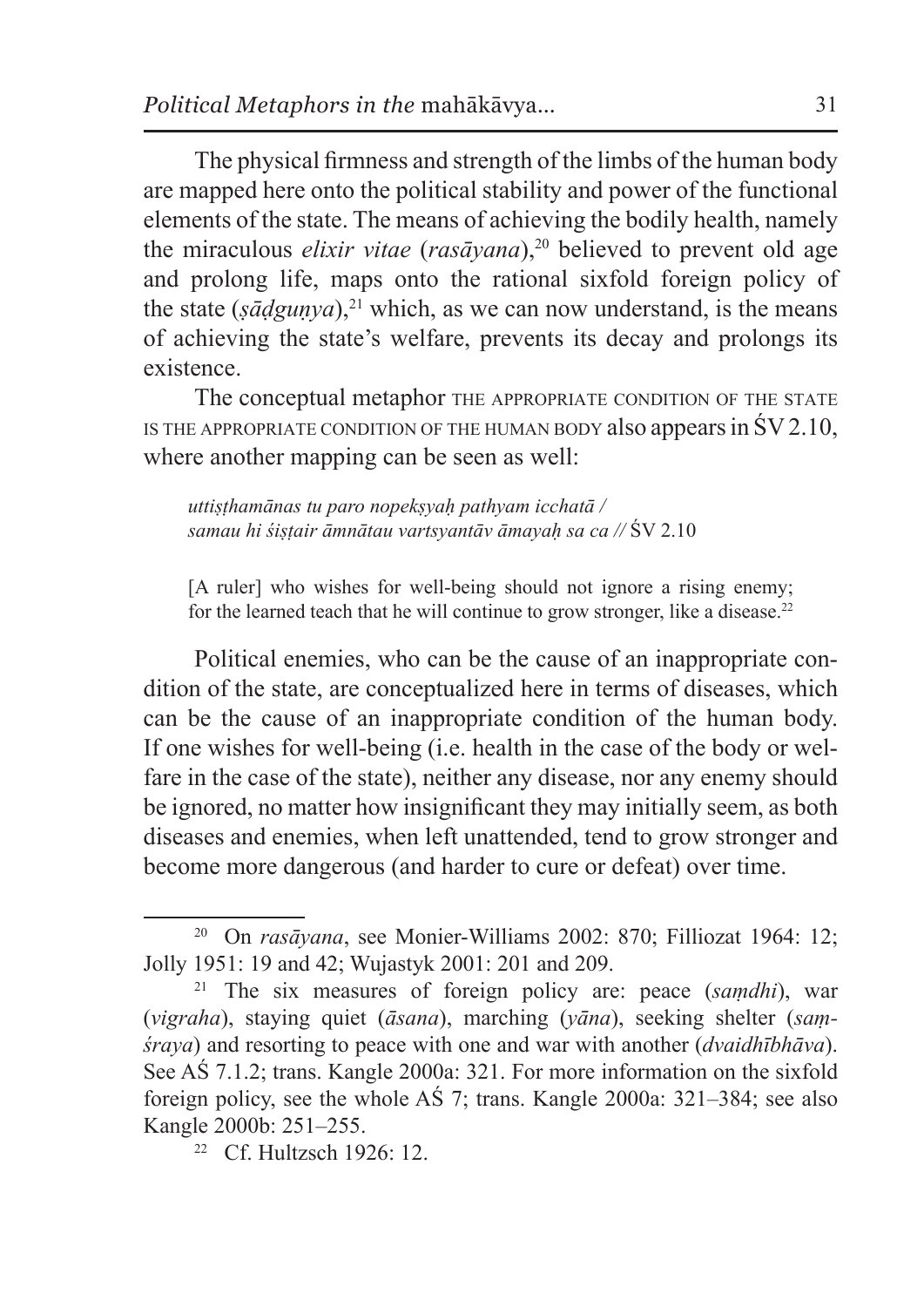The physical firmness and strength of the limbs of the human body are mapped here onto the political stability and power of the functional elements of the state. The means of achieving the bodily health, namely the miraculous *elixir vitae* (*rasāyana*),[20] believed to prevent old age and prolong life, maps onto the rational sixfold foreign policy of the state (*ṣāḍguṇya*),[21] which, as we can now understand, is the means of achieving the state's welfare, prevents its decay and prolongs its existence.

The conceptual metaphor THE APPROPRIATE CONDITION OF THE STATE IS THE APPROPRIATE CONDITION OF THE HUMAN BODY also appears in ŚV 2.10, where another mapping can be seen as well:

> *uttiṣṭhamānas tu paro nopekṣyaḥ pathyam icchatā /*
> *samau hi śiṣṭair āmnātau vartsyantāv āmayaḥ sa ca //* ŚV 2.10
>
> [A ruler] who wishes for well-being should not ignore a rising enemy; for the learned teach that he will continue to grow stronger, like a disease.[22]

Political enemies, who can be the cause of an inappropriate condition of the state, are conceptualized here in terms of diseases, which can be the cause of an inappropriate condition of the human body. If one wishes for well-being (i.e. health in the case of the body or welfare in the case of the state), neither any disease, nor any enemy should be ignored, no matter how insignificant they may initially seem, as both diseases and enemies, when left unattended, tend to grow stronger and become more dangerous (and harder to cure or defeat) over time.

---

[20] On *rasāyana*, see Monier-Williams 2002: 870; Filliozat 1964: 12; Jolly 1951: 19 and 42; Wujastyk 2001: 201 and 209.

[21] The six measures of foreign policy are: peace (*saṃdhi*), war (*vigraha*), staying quiet (*āsana*), marching (*yāna*), seeking shelter (*saṃśraya*) and resorting to peace with one and war with another (*dvaidhībhāva*). See AŚ 7.1.2; trans. Kangle 2000a: 321. For more information on the sixfold foreign policy, see the whole AŚ 7; trans. Kangle 2000a: 321–384; see also Kangle 2000b: 251–255.

[22] Cf. Hultzsch 1926: 12.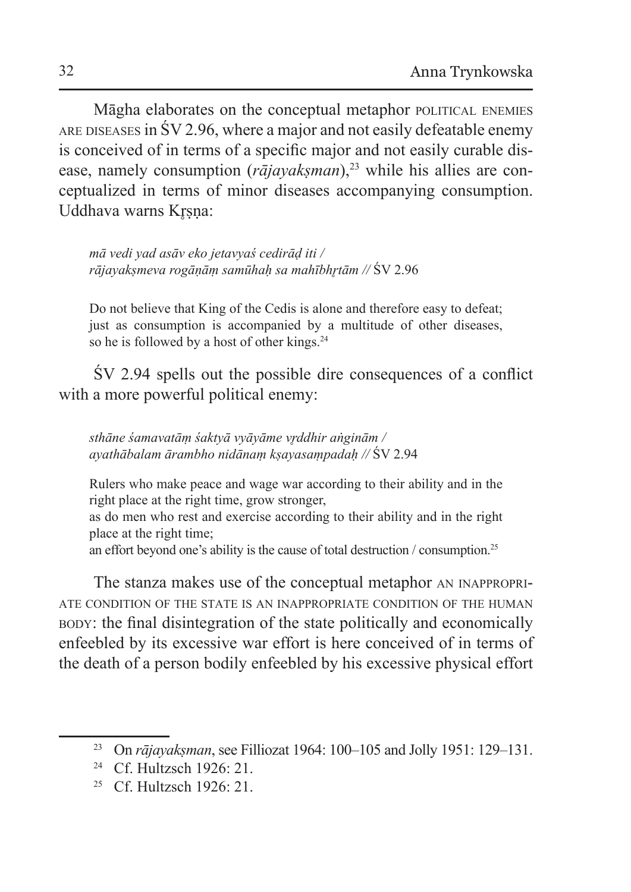Māgha elaborates on the conceptual metaphor POLITICAL ENEMIES ARE DISEASES in ŚV 2.96, where a major and not easily defeatable enemy is conceived of in terms of a specific major and not easily curable disease, namely consumption (*rājayakṣman*),[23] while his allies are conceptualized in terms of minor diseases accompanying consumption. Uddhava warns Kr̥ṣṇa:

> *mā vedi yad asāv eko jetavyaś cedirāḍ iti /*
> *rājayakṣmeva rogāṇāṃ samūhaḥ sa mahībhr̥tām //* ŚV 2.96
>
> Do not believe that King of the Cedis is alone and therefore easy to defeat; just as consumption is accompanied by a multitude of other diseases, so he is followed by a host of other kings.[24]

ŚV 2.94 spells out the possible dire consequences of a conflict with a more powerful political enemy:

> *sthāne śamavatāṃ śaktyā vyāyāme vr̥ddhir aṅginām /*
> *ayathābalam ārambho nidānaṃ kṣayasaṃpadaḥ //* ŚV 2.94
>
> Rulers who make peace and wage war according to their ability and in the right place at the right time, grow stronger,
> as do men who rest and exercise according to their ability and in the right place at the right time;
> an effort beyond one's ability is the cause of total destruction / consumption.[25]

The stanza makes use of the conceptual metaphor AN INAPPROPRIATE CONDITION OF THE STATE IS AN INAPPROPRIATE CONDITION OF THE HUMAN BODY: the final disintegration of the state politically and economically enfeebled by its excessive war effort is here conceived of in terms of the death of a person bodily enfeebled by his excessive physical effort

---

[23] On *rājayakṣman*, see Filliozat 1964: 100–105 and Jolly 1951: 129–131.

[24] Cf. Hultzsch 1926: 21.

[25] Cf. Hultzsch 1926: 21.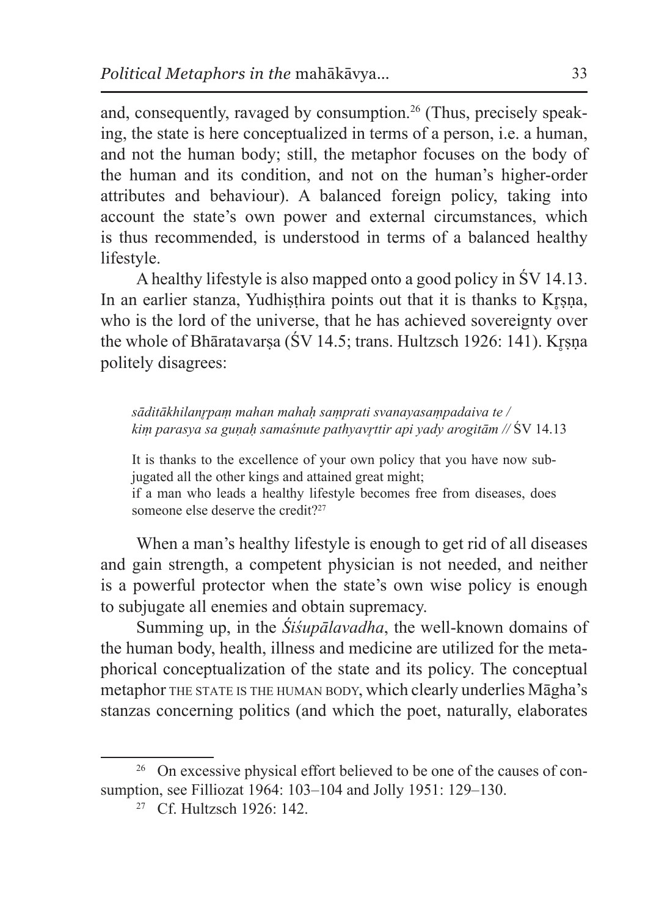and, consequently, ravaged by consumption.[26] (Thus, precisely speaking, the state is here conceptualized in terms of a person, i.e. a human, and not the human body; still, the metaphor focuses on the body of the human and its condition, and not on the human's higher-order attributes and behaviour). A balanced foreign policy, taking into account the state's own power and external circumstances, which is thus recommended, is understood in terms of a balanced healthy lifestyle.

A healthy lifestyle is also mapped onto a good policy in ŚV 14.13. In an earlier stanza, Yudhiṣṭhira points out that it is thanks to Kṛṣṇa, who is the lord of the universe, that he has achieved sovereignty over the whole of Bhāratavarṣa (ŚV 14.5; trans. Hultzsch 1926: 141). Kṛṣṇa politely disagrees:

> *sāditākhilanṛpaṃ mahan mahaḥ saṃprati svanayasaṃpadaiva te /*
> *kiṃ parasya sa guṇaḥ samaśnute pathyavṛttir api yady arogitām //* ŚV 14.13
>
> It is thanks to the excellence of your own policy that you have now subjugated all the other kings and attained great might;
> if a man who leads a healthy lifestyle becomes free from diseases, does someone else deserve the credit?[27]

When a man's healthy lifestyle is enough to get rid of all diseases and gain strength, a competent physician is not needed, and neither is a powerful protector when the state's own wise policy is enough to subjugate all enemies and obtain supremacy.

Summing up, in the *Śiśupālavadha*, the well-known domains of the human body, health, illness and medicine are utilized for the metaphorical conceptualization of the state and its policy. The conceptual metaphor THE STATE IS THE HUMAN BODY, which clearly underlies Māgha's stanzas concerning politics (and which the poet, naturally, elaborates

---

[26] On excessive physical effort believed to be one of the causes of consumption, see Filliozat 1964: 103–104 and Jolly 1951: 129–130.

[27] Cf. Hultzsch 1926: 142.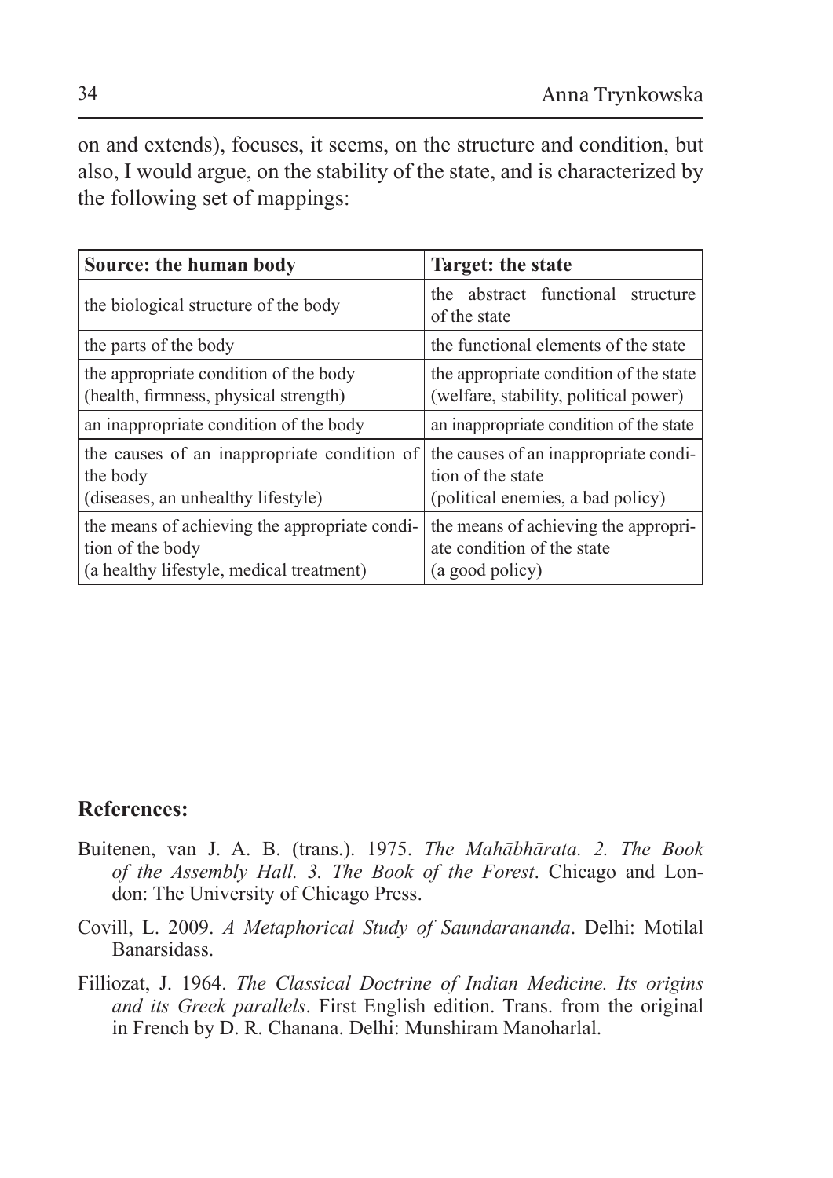on and extends), focuses, it seems, on the structure and condition, but also, I would argue, on the stability of the state, and is characterized by the following set of mappings:

| **Source: the human body** | **Target: the state** |
|---|---|
| the biological structure of the body | the abstract functional structure of the state |
| the parts of the body | the functional elements of the state |
| the appropriate condition of the body (health, firmness, physical strength) | the appropriate condition of the state (welfare, stability, political power) |
| an inappropriate condition of the body | an inappropriate condition of the state |
| the causes of an inappropriate condition of the body (diseases, an unhealthy lifestyle) | the causes of an inappropriate condition of the state (political enemies, a bad policy) |
| the means of achieving the appropriate condition of the body (a healthy lifestyle, medical treatment) | the means of achieving the appropriate condition of the state (a good policy) |

## References:

Buitenen, van J. A. B. (trans.). 1975. *The Mahābhārata. 2. The Book of the Assembly Hall. 3. The Book of the Forest*. Chicago and London: The University of Chicago Press.

Covill, L. 2009. *A Metaphorical Study of Saundarananda*. Delhi: Motilal Banarsidass.

Filliozat, J. 1964. *The Classical Doctrine of Indian Medicine. Its origins and its Greek parallels*. First English edition. Trans. from the original in French by D. R. Chanana. Delhi: Munshiram Manoharlal.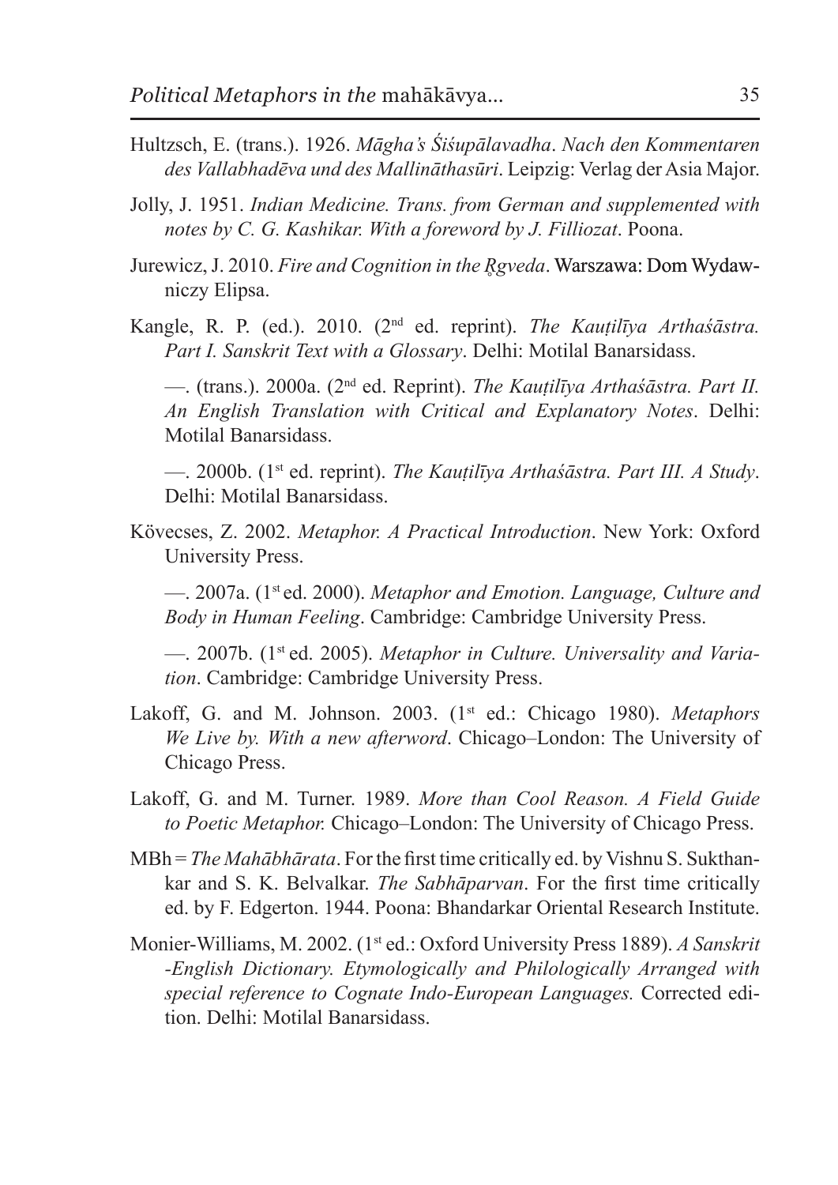Hultzsch, E. (trans.). 1926. *Māgha's Śiśupālavadha*. *Nach den Kommentaren des Vallabhadēva und des Mallināthasūri*. Leipzig: Verlag der Asia Major.

Jolly, J. 1951. *Indian Medicine. Trans. from German and supplemented with notes by C. G. Kashikar. With a foreword by J. Filliozat*. Poona.

Jurewicz, J. 2010. *Fire and Cognition in the Ṛgveda*. Warszawa: Dom Wydawniczy Elipsa.

Kangle, R. P. (ed.). 2010. (2nd ed. reprint). *The Kauṭilīya Arthaśāstra. Part I. Sanskrit Text with a Glossary*. Delhi: Motilal Banarsidass.

—. (trans.). 2000a. (2nd ed. Reprint). *The Kauṭilīya Arthaśāstra. Part II. An English Translation with Critical and Explanatory Notes*. Delhi: Motilal Banarsidass.

—. 2000b. (1st ed. reprint). *The Kauṭilīya Arthaśāstra. Part III. A Study*. Delhi: Motilal Banarsidass.

Kövecses, Z. 2002. *Metaphor. A Practical Introduction*. New York: Oxford University Press.

—. 2007a. (1st ed. 2000). *Metaphor and Emotion. Language, Culture and Body in Human Feeling*. Cambridge: Cambridge University Press.

—. 2007b. (1st ed. 2005). *Metaphor in Culture. Universality and Variation*. Cambridge: Cambridge University Press.

Lakoff, G. and M. Johnson. 2003. (1st ed.: Chicago 1980). *Metaphors We Live by. With a new afterword*. Chicago–London: The University of Chicago Press.

Lakoff, G. and M. Turner. 1989. *More than Cool Reason. A Field Guide to Poetic Metaphor.* Chicago–London: The University of Chicago Press.

MBh = *The Mahābhārata*. For the first time critically ed. by Vishnu S. Sukthankar and S. K. Belvalkar. *The Sabhāparvan*. For the first time critically ed. by F. Edgerton. 1944. Poona: Bhandarkar Oriental Research Institute.

Monier-Williams, M. 2002. (1st ed.: Oxford University Press 1889). *A Sanskrit -English Dictionary. Etymologically and Philologically Arranged with special reference to Cognate Indo-European Languages.* Corrected edition. Delhi: Motilal Banarsidass.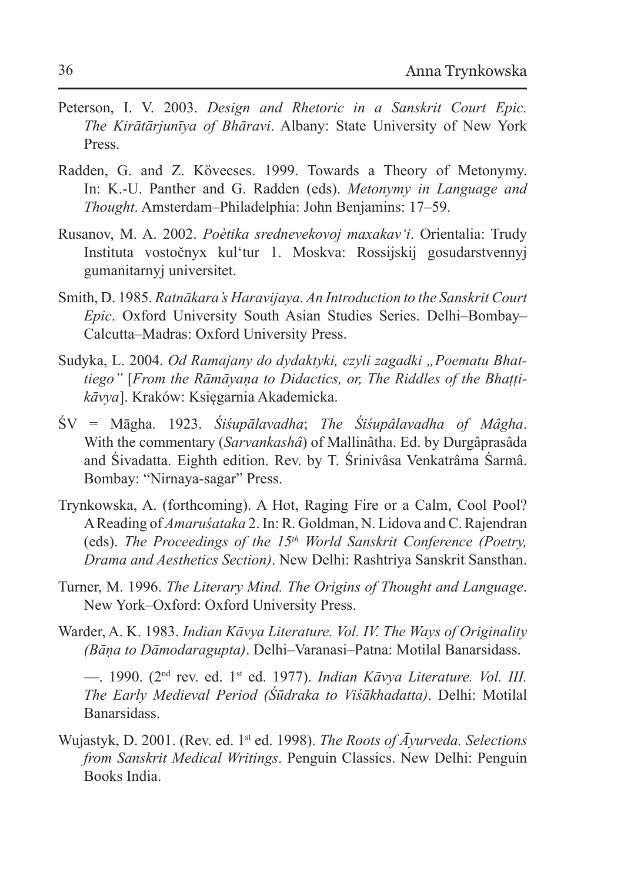Peterson, I. V. 2003. *Design and Rhetoric in a Sanskrit Court Epic. The Kirātārjunīya of Bhāravi*. Albany: State University of New York Press.

Radden, G. and Z. Kövecses. 1999. Towards a Theory of Metonymy. In: K.-U. Panther and G. Radden (eds). *Metonymy in Language and Thought*. Amsterdam–Philadelphia: John Benjamins: 17–59.

Rusanov, M. A. 2002. *Poètika srednevekovoj maxakav'i*. Orientalia: Trudy Instituta vostočnyx kul'tur 1. Moskva: Rossijskij gosudarstvennyj gumanitarnyj universitet.

Smith, D. 1985. *Ratnākara's Haravijaya. An Introduction to the Sanskrit Court Epic*. Oxford University South Asian Studies Series. Delhi–Bombay–Calcutta–Madras: Oxford University Press.

Sudyka, L. 2004. *Od Ramajany do dydaktyki, czyli zagadki „Poematu Bhattiego"* [*From the Rāmāyaṇa to Didactics, or, The Riddles of the Bhaṭṭikāvya*]. Kraków: Księgarnia Akademicka.

ŚV = Māgha. 1923. *Śiśupālavadha*; *The Śiśupâlavadha of Mâgha*. With the commentary (*Sarvankashâ*) of Mallinâtha. Ed. by Durgâprasâda and Śivadatta. Eighth edition. Rev. by T. Śrinivâsa Venkatrâma Śarmâ. Bombay: "Nirnaya-sagar" Press.

Trynkowska, A. (forthcoming). A Hot, Raging Fire or a Calm, Cool Pool? A Reading of *Amaruśataka* 2. In: R. Goldman, N. Lidova and C. Rajendran (eds). *The Proceedings of the 15th World Sanskrit Conference (Poetry, Drama and Aesthetics Section)*. New Delhi: Rashtriya Sanskrit Sansthan.

Turner, M. 1996. *The Literary Mind. The Origins of Thought and Language*. New York–Oxford: Oxford University Press.

Warder, A. K. 1983. *Indian Kāvya Literature. Vol. IV. The Ways of Originality (Bāṇa to Dāmodaragupta)*. Delhi–Varanasi–Patna: Motilal Banarsidass.

—. 1990. (2nd rev. ed. 1st ed. 1977). *Indian Kāvya Literature. Vol. III. The Early Medieval Period (Śūdraka to Viśākhadatta)*. Delhi: Motilal Banarsidass.

Wujastyk, D. 2001. (Rev. ed. 1st ed. 1998). *The Roots of Āyurveda. Selections from Sanskrit Medical Writings*. Penguin Classics. New Delhi: Penguin Books India.